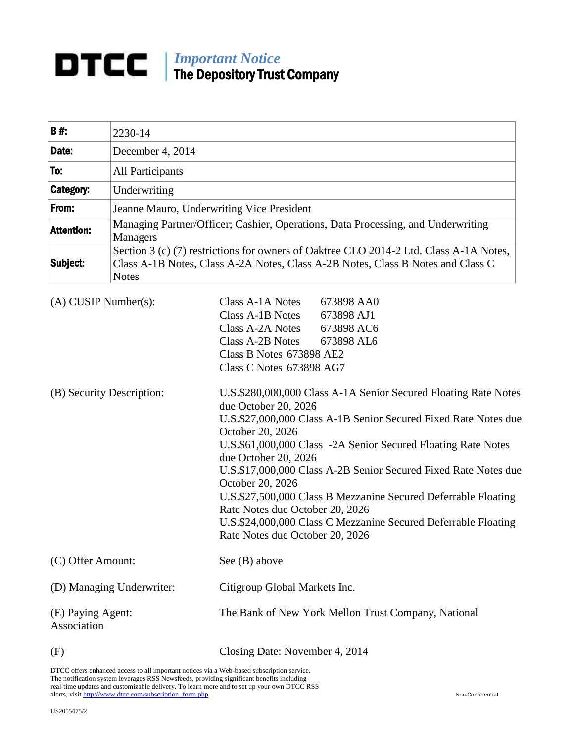# DTCC | *Important Notice* The Depository Trust Company

| **B #:** | 2230-14 |
| --- | --- |
| **Date:** | December 4, 2014 |
| **To:** | All Participants |
| **Category:** | Underwriting |
| **From:** | Jeanne Mauro, Underwriting Vice President |
| **Attention:** | Managing Partner/Officer; Cashier, Operations, Data Processing, and Underwriting Managers |
| **Subject:** | Section 3 (c) (7) restrictions for owners of Oaktree CLO 2014-2 Ltd. Class A-1A Notes, Class A-1B Notes, Class A-2A Notes, Class A-2B Notes, Class B Notes and Class C Notes |

(A) CUSIP Number(s):

Class A-1A Notes 673898 AA0
Class A-1B Notes 673898 AJ1
Class A-2A Notes 673898 AC6
Class A-2B Notes 673898 AL6
Class B Notes 673898 AE2
Class C Notes 673898 AG7

(B) Security Description:

U.S.$280,000,000 Class A-1A Senior Secured Floating Rate Notes due October 20, 2026
U.S.$27,000,000 Class A-1B Senior Secured Fixed Rate Notes due October 20, 2026
U.S.$61,000,000 Class -2A Senior Secured Floating Rate Notes due October 20, 2026
U.S.$17,000,000 Class A-2B Senior Secured Fixed Rate Notes due October 20, 2026
U.S.$27,500,000 Class B Mezzanine Secured Deferrable Floating Rate Notes due October 20, 2026
U.S.$24,000,000 Class C Mezzanine Secured Deferrable Floating Rate Notes due October 20, 2026

(C) Offer Amount: See (B) above

(D) Managing Underwriter: Citigroup Global Markets Inc.

(E) Paying Agent: The Bank of New York Mellon Trust Company, National Association

(F) Closing Date: November 4, 2014

DTCC offers enhanced access to all important notices via a Web-based subscription service. The notification system leverages RSS Newsfeeds, providing significant benefits including real-time updates and customizable delivery. To learn more and to set up your own DTCC RSS alerts, visit http://www.dtcc.com/subscription_form.php.

Non-Confidential

US2055475/2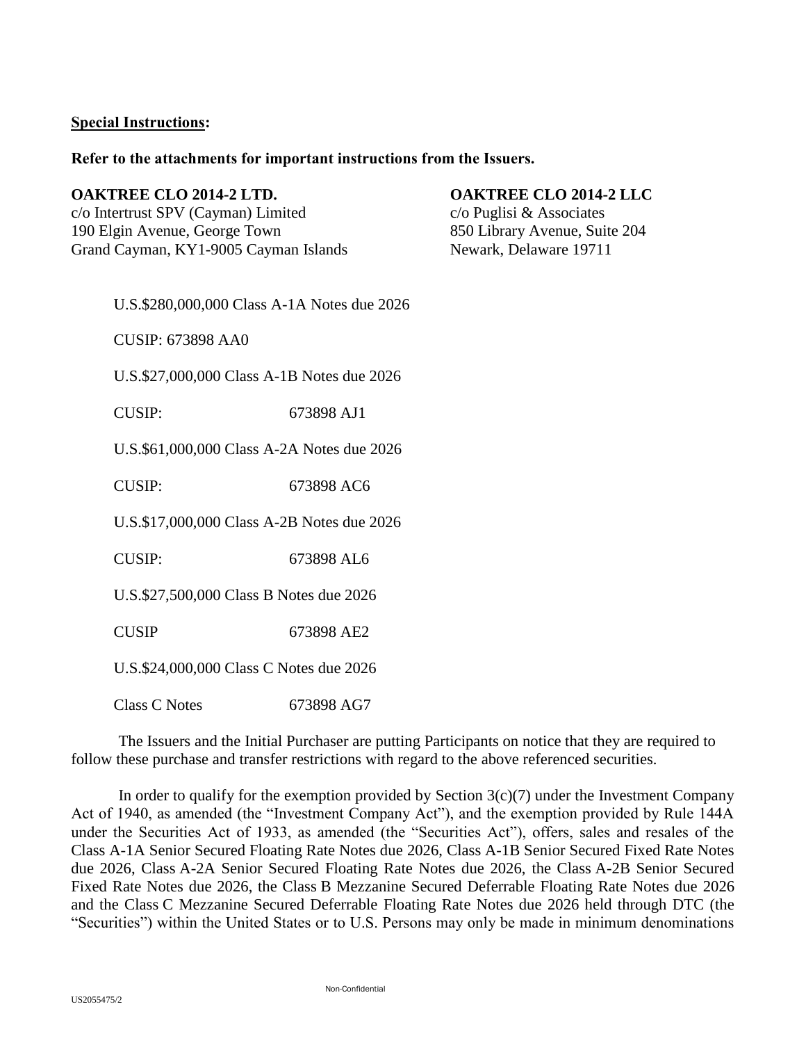**Special Instructions:**

**Refer to the attachments for important instructions from the Issuers.**

**OAKTREE CLO 2014-2 LTD.**
c/o Intertrust SPV (Cayman) Limited
190 Elgin Avenue, George Town
Grand Cayman, KY1-9005 Cayman Islands

**OAKTREE CLO 2014-2 LLC**
c/o Puglisi & Associates
850 Library Avenue, Suite 204
Newark, Delaware 19711

U.S.$280,000,000 Class A-1A Notes due 2026

CUSIP: 673898 AA0

U.S.$27,000,000 Class A-1B Notes due 2026

CUSIP: 673898 AJ1

U.S.$61,000,000 Class A-2A Notes due 2026

CUSIP: 673898 AC6

U.S.$17,000,000 Class A-2B Notes due 2026

CUSIP: 673898 AL6

U.S.$27,500,000 Class B Notes due 2026

CUSIP 673898 AE2

U.S.$24,000,000 Class C Notes due 2026

Class C Notes 673898 AG7

The Issuers and the Initial Purchaser are putting Participants on notice that they are required to follow these purchase and transfer restrictions with regard to the above referenced securities.

In order to qualify for the exemption provided by Section 3(c)(7) under the Investment Company Act of 1940, as amended (the "Investment Company Act"), and the exemption provided by Rule 144A under the Securities Act of 1933, as amended (the "Securities Act"), offers, sales and resales of the Class A-1A Senior Secured Floating Rate Notes due 2026, Class A-1B Senior Secured Fixed Rate Notes due 2026, Class A-2A Senior Secured Floating Rate Notes due 2026, the Class A-2B Senior Secured Fixed Rate Notes due 2026, the Class B Mezzanine Secured Deferrable Floating Rate Notes due 2026 and the Class C Mezzanine Secured Deferrable Floating Rate Notes due 2026 held through DTC (the "Securities") within the United States or to U.S. Persons may only be made in minimum denominations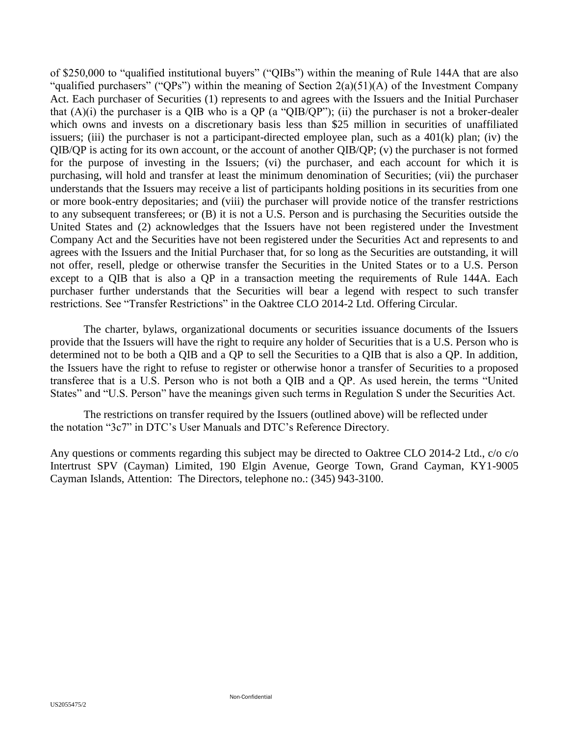of $250,000 to "qualified institutional buyers" ("QIBs") within the meaning of Rule 144A that are also "qualified purchasers" ("QPs") within the meaning of Section 2(a)(51)(A) of the Investment Company Act. Each purchaser of Securities (1) represents to and agrees with the Issuers and the Initial Purchaser that (A)(i) the purchaser is a QIB who is a QP (a "QIB/QP"); (ii) the purchaser is not a broker-dealer which owns and invests on a discretionary basis less than $25 million in securities of unaffiliated issuers; (iii) the purchaser is not a participant-directed employee plan, such as a 401(k) plan; (iv) the QIB/QP is acting for its own account, or the account of another QIB/QP; (v) the purchaser is not formed for the purpose of investing in the Issuers; (vi) the purchaser, and each account for which it is purchasing, will hold and transfer at least the minimum denomination of Securities; (vii) the purchaser understands that the Issuers may receive a list of participants holding positions in its securities from one or more book-entry depositaries; and (viii) the purchaser will provide notice of the transfer restrictions to any subsequent transferees; or (B) it is not a U.S. Person and is purchasing the Securities outside the United States and (2) acknowledges that the Issuers have not been registered under the Investment Company Act and the Securities have not been registered under the Securities Act and represents to and agrees with the Issuers and the Initial Purchaser that, for so long as the Securities are outstanding, it will not offer, resell, pledge or otherwise transfer the Securities in the United States or to a U.S. Person except to a QIB that is also a QP in a transaction meeting the requirements of Rule 144A. Each purchaser further understands that the Securities will bear a legend with respect to such transfer restrictions. See "Transfer Restrictions" in the Oaktree CLO 2014-2 Ltd. Offering Circular.

The charter, bylaws, organizational documents or securities issuance documents of the Issuers provide that the Issuers will have the right to require any holder of Securities that is a U.S. Person who is determined not to be both a QIB and a QP to sell the Securities to a QIB that is also a QP. In addition, the Issuers have the right to refuse to register or otherwise honor a transfer of Securities to a proposed transferee that is a U.S. Person who is not both a QIB and a QP. As used herein, the terms "United States" and "U.S. Person" have the meanings given such terms in Regulation S under the Securities Act.

The restrictions on transfer required by the Issuers (outlined above) will be reflected under the notation "3c7" in DTC's User Manuals and DTC's Reference Directory.

Any questions or comments regarding this subject may be directed to Oaktree CLO 2014-2 Ltd., c/o c/o Intertrust SPV (Cayman) Limited, 190 Elgin Avenue, George Town, Grand Cayman, KY1-9005 Cayman Islands, Attention: The Directors, telephone no.: (345) 943-3100.

Non-Confidential

US2055475/2